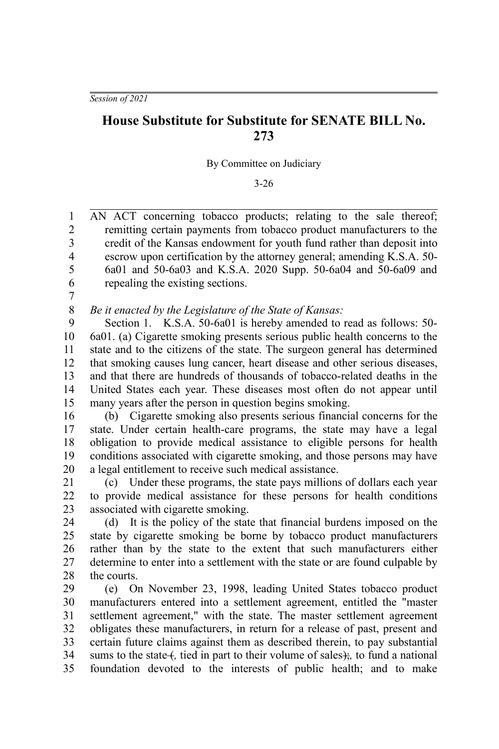*Session of 2021*

# House Substitute for Substitute for SENATE BILL No. 273

By Committee on Judiciary

3-26

AN ACT concerning tobacco products; relating to the sale thereof; remitting certain payments from tobacco product manufacturers to the credit of the Kansas endowment for youth fund rather than deposit into escrow upon certification by the attorney general; amending K.S.A. 50-6a01 and 50-6a03 and K.S.A. 2020 Supp. 50-6a04 and 50-6a09 and repealing the existing sections.

*Be it enacted by the Legislature of the State of Kansas:*

Section 1. K.S.A. 50-6a01 is hereby amended to read as follows: 50-6a01. (a) Cigarette smoking presents serious public health concerns to the state and to the citizens of the state. The surgeon general has determined that smoking causes lung cancer, heart disease and other serious diseases, and that there are hundreds of thousands of tobacco-related deaths in the United States each year. These diseases most often do not appear until many years after the person in question begins smoking.

(b) Cigarette smoking also presents serious financial concerns for the state. Under certain health-care programs, the state may have a legal obligation to provide medical assistance to eligible persons for health conditions associated with cigarette smoking, and those persons may have a legal entitlement to receive such medical assistance.

(c) Under these programs, the state pays millions of dollars each year to provide medical assistance for these persons for health conditions associated with cigarette smoking.

(d) It is the policy of the state that financial burdens imposed on the state by cigarette smoking be borne by tobacco product manufacturers rather than by the state to the extent that such manufacturers either determine to enter into a settlement with the state or are found culpable by the courts.

(e) On November 23, 1998, leading United States tobacco product manufacturers entered into a settlement agreement, entitled the "master settlement agreement," with the state. The master settlement agreement obligates these manufacturers, in return for a release of past, present and certain future claims against them as described therein, to pay substantial sums to the state ~~(~~*,* tied in part to their volume of sales~~);~~*,* to fund a national foundation devoted to the interests of public health; and to make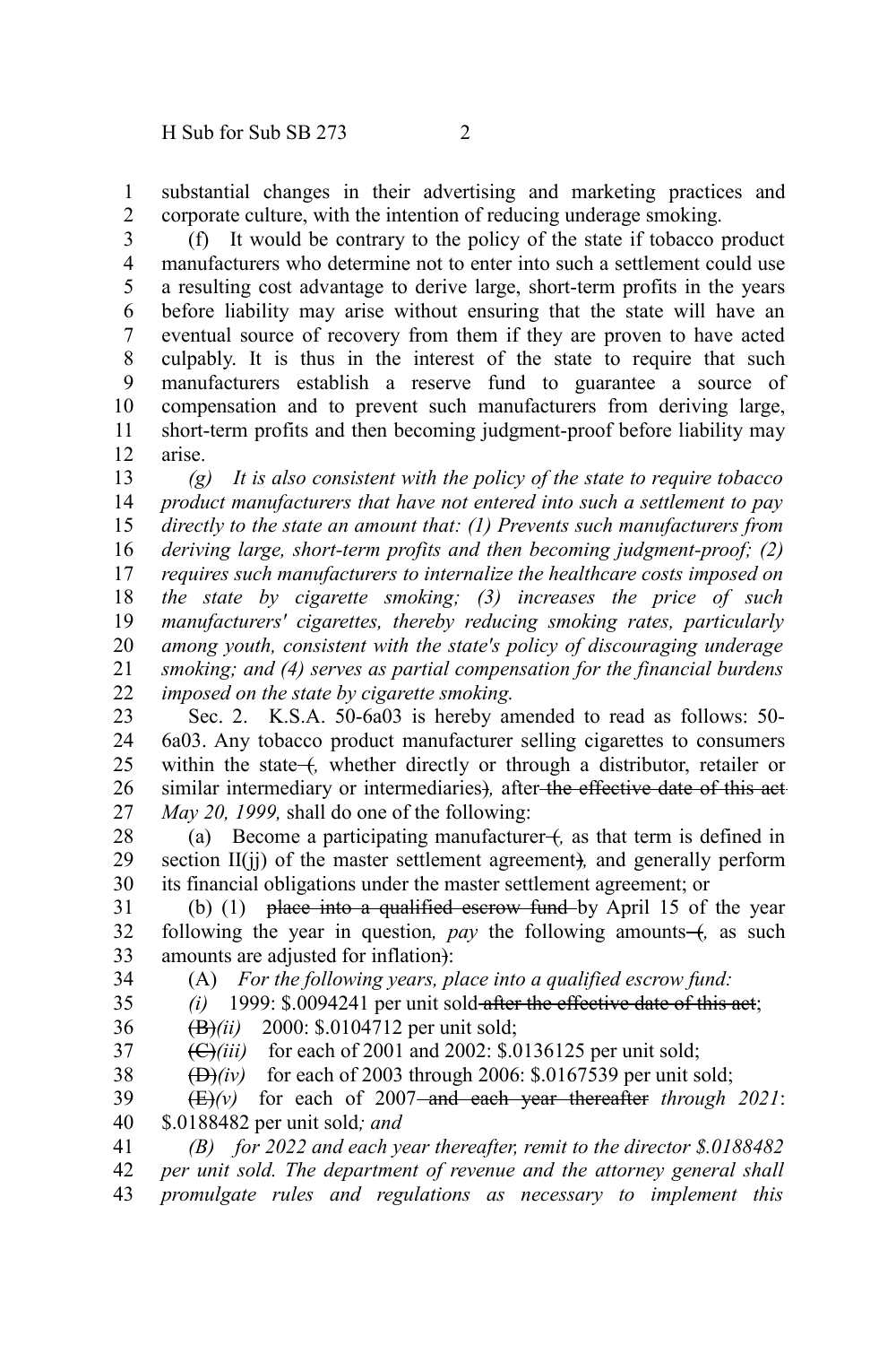substantial changes in their advertising and marketing practices and corporate culture, with the intention of reducing underage smoking.

(f) It would be contrary to the policy of the state if tobacco product manufacturers who determine not to enter into such a settlement could use a resulting cost advantage to derive large, short-term profits in the years before liability may arise without ensuring that the state will have an eventual source of recovery from them if they are proven to have acted culpably. It is thus in the interest of the state to require that such manufacturers establish a reserve fund to guarantee a source of compensation and to prevent such manufacturers from deriving large, short-term profits and then becoming judgment-proof before liability may arise.

*(g) It is also consistent with the policy of the state to require tobacco product manufacturers that have not entered into such a settlement to pay directly to the state an amount that: (1) Prevents such manufacturers from deriving large, short-term profits and then becoming judgment-proof; (2) requires such manufacturers to internalize the healthcare costs imposed on the state by cigarette smoking; (3) increases the price of such manufacturers' cigarettes, thereby reducing smoking rates, particularly among youth, consistent with the state's policy of discouraging underage smoking; and (4) serves as partial compensation for the financial burdens imposed on the state by cigarette smoking.*

Sec. 2. K.S.A. 50-6a03 is hereby amended to read as follows: 50-6a03. Any tobacco product manufacturer selling cigarettes to consumers within the state ~~(~~*,* whether directly or through a distributor, retailer or similar intermediary or intermediaries~~)~~*,* after ~~the effective date of this act~~ *May 20, 1999,* shall do one of the following:

(a) Become a participating manufacturer ~~(~~*,* as that term is defined in section II(jj) of the master settlement agreement~~)~~*,* and generally perform its financial obligations under the master settlement agreement; or

(b) (1) ~~place into a qualified escrow fund~~ by April 15 of the year following the year in question*, pay* the following amounts ~~(~~*,* as such amounts are adjusted for inflation~~)~~:

(A) *For the following years, place into a qualified escrow fund:*

*(i)* 1999: $.0094241 per unit sold ~~after the effective date of this act~~;

~~(B)~~*(ii)* 2000: $.0104712 per unit sold;

~~(C)~~*(iii)* for each of 2001 and 2002: $.0136125 per unit sold;

~~(D)~~*(iv)* for each of 2003 through 2006: $.0167539 per unit sold;

~~(E)~~*(v)* for each of 2007 ~~and each year thereafter~~ *through 2021*: $.0188482 per unit sold*; and*

*(B) for 2022 and each year thereafter, remit to the director $.0188482 per unit sold. The department of revenue and the attorney general shall promulgate rules and regulations as necessary to implement this*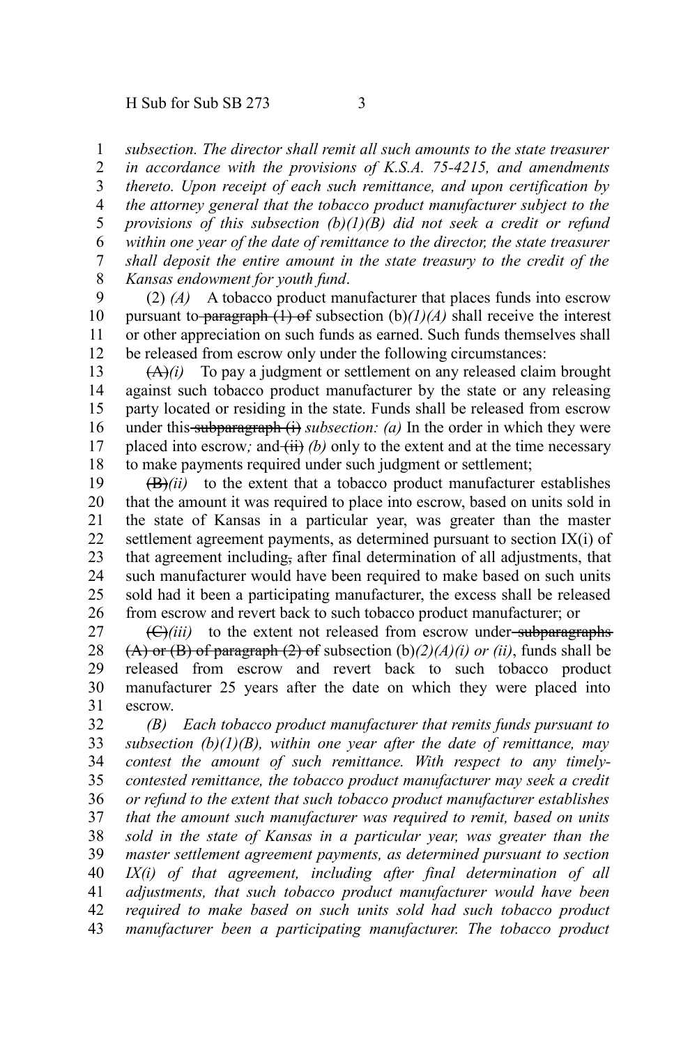*subsection. The director shall remit all such amounts to the state treasurer in accordance with the provisions of K.S.A. 75-4215, and amendments thereto. Upon receipt of each such remittance, and upon certification by the attorney general that the tobacco product manufacturer subject to the provisions of this subsection (b)(1)(B) did not seek a credit or refund within one year of the date of remittance to the director, the state treasurer shall deposit the entire amount in the state treasury to the credit of the Kansas endowment for youth fund*.

(2) *(A)* A tobacco product manufacturer that places funds into escrow pursuant to ~~paragraph (1) of~~ subsection (b)*(1)(A)* shall receive the interest or other appreciation on such funds as earned. Such funds themselves shall be released from escrow only under the following circumstances:

~~(A)~~*(i)* To pay a judgment or settlement on any released claim brought against such tobacco product manufacturer by the state or any releasing party located or residing in the state. Funds shall be released from escrow under this ~~subparagraph (i)~~ *subsection: (a)* In the order in which they were placed into escrow*;* and ~~(ii)~~ *(b)* only to the extent and at the time necessary to make payments required under such judgment or settlement;

~~(B)~~*(ii)* to the extent that a tobacco product manufacturer establishes that the amount it was required to place into escrow, based on units sold in the state of Kansas in a particular year, was greater than the master settlement agreement payments, as determined pursuant to section IX(i) of that agreement including~~,~~ after final determination of all adjustments, that such manufacturer would have been required to make based on such units sold had it been a participating manufacturer, the excess shall be released from escrow and revert back to such tobacco product manufacturer; or

~~(C)~~*(iii)* to the extent not released from escrow under ~~subparagraphs (A) or (B) of paragraph (2) of~~ subsection (b)*(2)(A)(i) or (ii)*, funds shall be released from escrow and revert back to such tobacco product manufacturer 25 years after the date on which they were placed into escrow.

*(B) Each tobacco product manufacturer that remits funds pursuant to subsection (b)(1)(B), within one year after the date of remittance, may contest the amount of such remittance. With respect to any timely-contested remittance, the tobacco product manufacturer may seek a credit or refund to the extent that such tobacco product manufacturer establishes that the amount such manufacturer was required to remit, based on units sold in the state of Kansas in a particular year, was greater than the master settlement agreement payments, as determined pursuant to section IX(i) of that agreement, including after final determination of all adjustments, that such tobacco product manufacturer would have been required to make based on such units sold had such tobacco product manufacturer been a participating manufacturer. The tobacco product*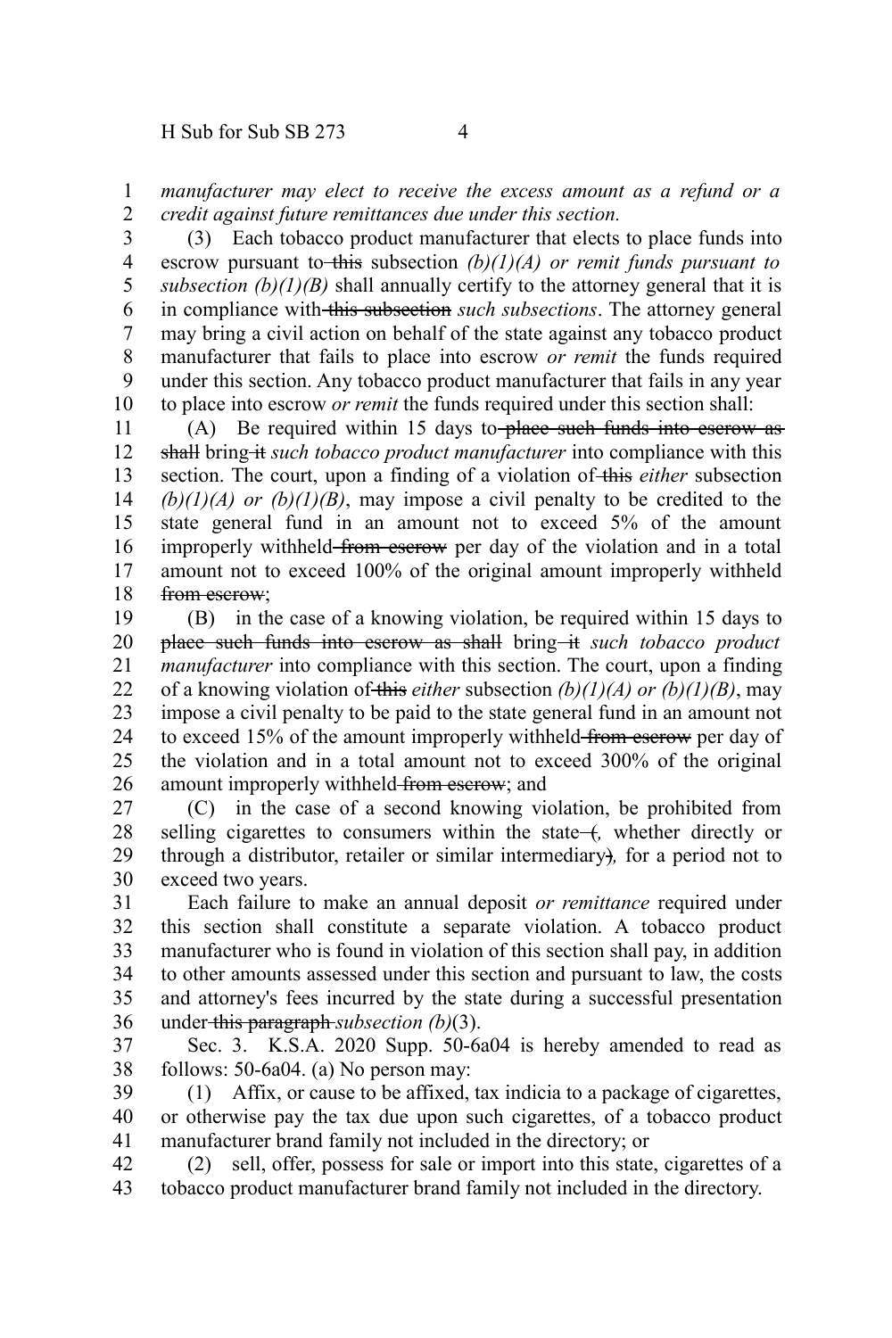*manufacturer may elect to receive the excess amount as a refund or a credit against future remittances due under this section.*

(3) Each tobacco product manufacturer that elects to place funds into escrow pursuant to ~~this~~ subsection *(b)(1)(A) or remit funds pursuant to subsection (b)(1)(B)* shall annually certify to the attorney general that it is in compliance with ~~this subsection~~ *such subsections*. The attorney general may bring a civil action on behalf of the state against any tobacco product manufacturer that fails to place into escrow *or remit* the funds required under this section. Any tobacco product manufacturer that fails in any year to place into escrow *or remit* the funds required under this section shall:

(A) Be required within 15 days to ~~place such funds into escrow as shall~~ bring ~~it~~ *such tobacco product manufacturer* into compliance with this section. The court, upon a finding of a violation of ~~this~~ *either* subsection *(b)(1)(A) or (b)(1)(B)*, may impose a civil penalty to be credited to the state general fund in an amount not to exceed 5% of the amount improperly withheld ~~from escrow~~ per day of the violation and in a total amount not to exceed 100% of the original amount improperly withheld ~~from escrow~~;

(B) in the case of a knowing violation, be required within 15 days to ~~place such funds into escrow as shall~~ bring ~~it~~ *such tobacco product manufacturer* into compliance with this section. The court, upon a finding of a knowing violation of ~~this~~ *either* subsection *(b)(1)(A) or (b)(1)(B)*, may impose a civil penalty to be paid to the state general fund in an amount not to exceed 15% of the amount improperly withheld ~~from escrow~~ per day of the violation and in a total amount not to exceed 300% of the original amount improperly withheld ~~from escrow~~; and

(C) in the case of a second knowing violation, be prohibited from selling cigarettes to consumers within the state ~~(~~*,* whether directly or through a distributor, retailer or similar intermediary~~)~~*,* for a period not to exceed two years.

Each failure to make an annual deposit *or remittance* required under this section shall constitute a separate violation. A tobacco product manufacturer who is found in violation of this section shall pay, in addition to other amounts assessed under this section and pursuant to law, the costs and attorney's fees incurred by the state during a successful presentation under ~~this paragraph~~ *subsection (b)*(3).

Sec. 3. K.S.A. 2020 Supp. 50-6a04 is hereby amended to read as follows: 50-6a04. (a) No person may:

(1) Affix, or cause to be affixed, tax indicia to a package of cigarettes, or otherwise pay the tax due upon such cigarettes, of a tobacco product manufacturer brand family not included in the directory; or

(2) sell, offer, possess for sale or import into this state, cigarettes of a tobacco product manufacturer brand family not included in the directory.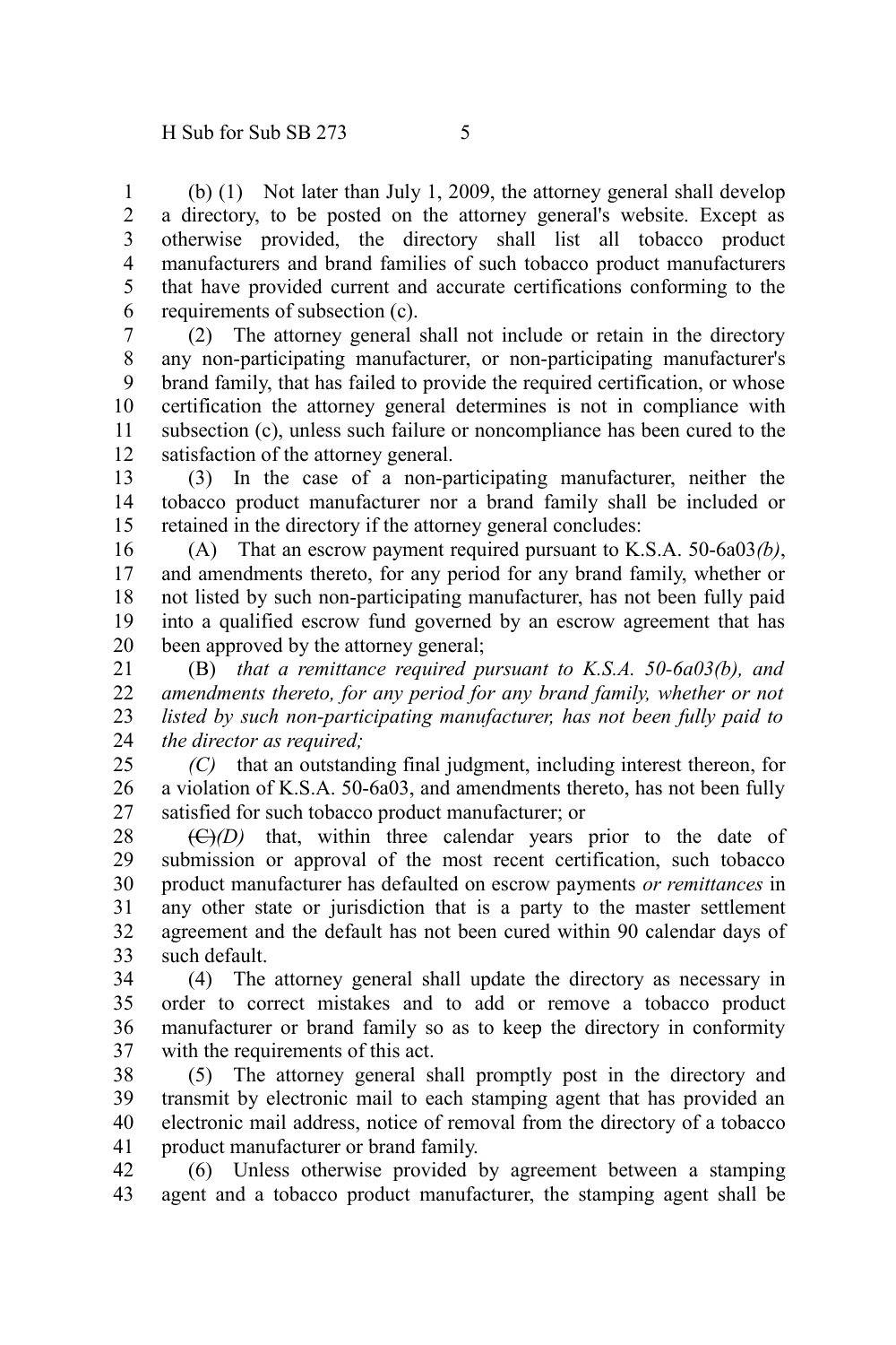(b) (1) Not later than July 1, 2009, the attorney general shall develop a directory, to be posted on the attorney general's website. Except as otherwise provided, the directory shall list all tobacco product manufacturers and brand families of such tobacco product manufacturers that have provided current and accurate certifications conforming to the requirements of subsection (c).

(2) The attorney general shall not include or retain in the directory any non-participating manufacturer, or non-participating manufacturer's brand family, that has failed to provide the required certification, or whose certification the attorney general determines is not in compliance with subsection (c), unless such failure or noncompliance has been cured to the satisfaction of the attorney general.

(3) In the case of a non-participating manufacturer, neither the tobacco product manufacturer nor a brand family shall be included or retained in the directory if the attorney general concludes:

(A) That an escrow payment required pursuant to K.S.A. 50-6a03*(b)*, and amendments thereto, for any period for any brand family, whether or not listed by such non-participating manufacturer, has not been fully paid into a qualified escrow fund governed by an escrow agreement that has been approved by the attorney general;

(B) *that a remittance required pursuant to K.S.A. 50-6a03(b), and amendments thereto, for any period for any brand family, whether or not listed by such non-participating manufacturer, has not been fully paid to the director as required;*

*(C)* that an outstanding final judgment, including interest thereon, for a violation of K.S.A. 50-6a03, and amendments thereto, has not been fully satisfied for such tobacco product manufacturer; or

~~(C)~~*(D)* that, within three calendar years prior to the date of submission or approval of the most recent certification, such tobacco product manufacturer has defaulted on escrow payments *or remittances* in any other state or jurisdiction that is a party to the master settlement agreement and the default has not been cured within 90 calendar days of such default.

(4) The attorney general shall update the directory as necessary in order to correct mistakes and to add or remove a tobacco product manufacturer or brand family so as to keep the directory in conformity with the requirements of this act.

(5) The attorney general shall promptly post in the directory and transmit by electronic mail to each stamping agent that has provided an electronic mail address, notice of removal from the directory of a tobacco product manufacturer or brand family.

(6) Unless otherwise provided by agreement between a stamping agent and a tobacco product manufacturer, the stamping agent shall be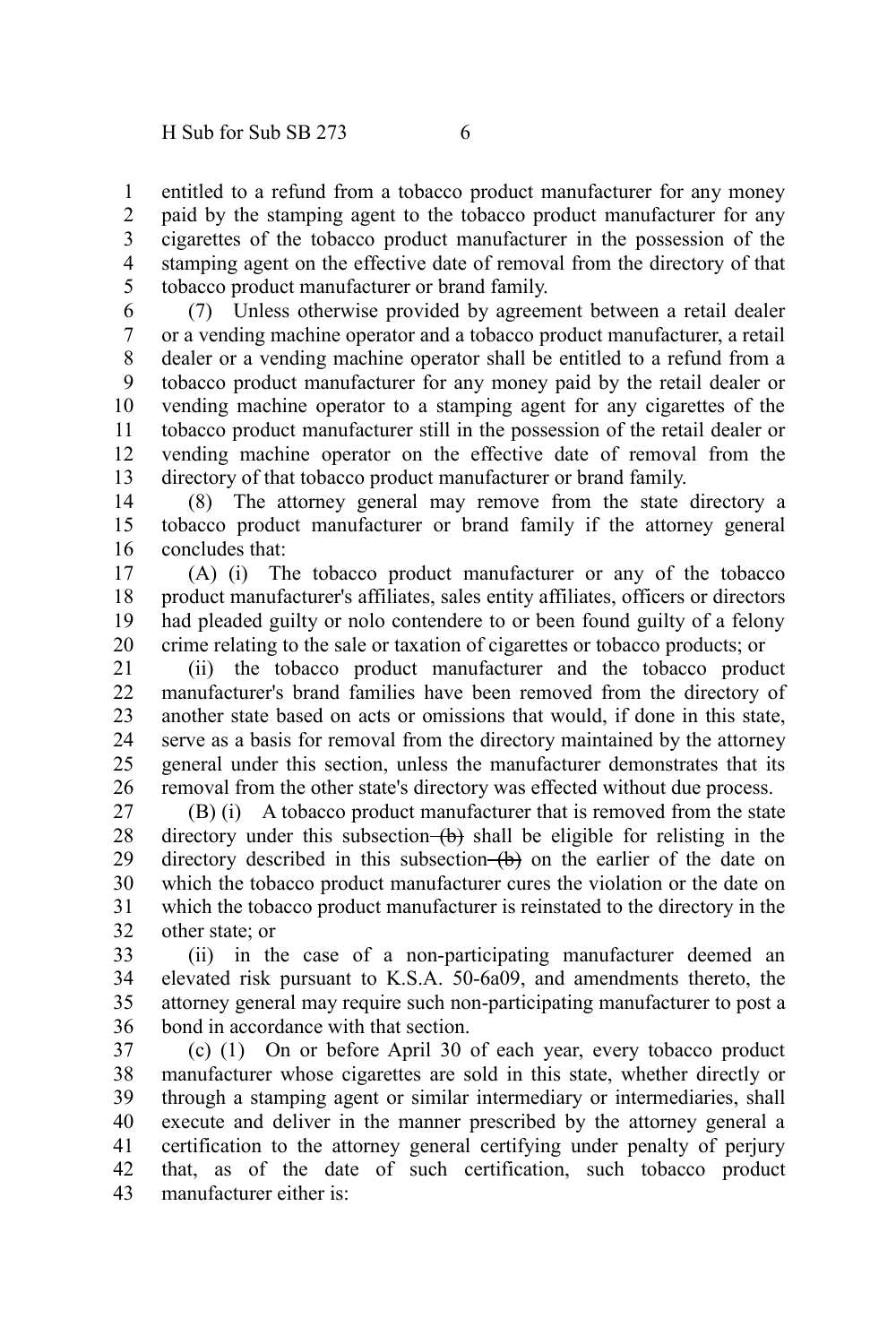entitled to a refund from a tobacco product manufacturer for any money paid by the stamping agent to the tobacco product manufacturer for any cigarettes of the tobacco product manufacturer in the possession of the stamping agent on the effective date of removal from the directory of that tobacco product manufacturer or brand family.

(7) Unless otherwise provided by agreement between a retail dealer or a vending machine operator and a tobacco product manufacturer, a retail dealer or a vending machine operator shall be entitled to a refund from a tobacco product manufacturer for any money paid by the retail dealer or vending machine operator to a stamping agent for any cigarettes of the tobacco product manufacturer still in the possession of the retail dealer or vending machine operator on the effective date of removal from the directory of that tobacco product manufacturer or brand family.

(8) The attorney general may remove from the state directory a tobacco product manufacturer or brand family if the attorney general concludes that:

(A) (i) The tobacco product manufacturer or any of the tobacco product manufacturer's affiliates, sales entity affiliates, officers or directors had pleaded guilty or nolo contendere to or been found guilty of a felony crime relating to the sale or taxation of cigarettes or tobacco products; or

(ii) the tobacco product manufacturer and the tobacco product manufacturer's brand families have been removed from the directory of another state based on acts or omissions that would, if done in this state, serve as a basis for removal from the directory maintained by the attorney general under this section, unless the manufacturer demonstrates that its removal from the other state's directory was effected without due process.

(B) (i) A tobacco product manufacturer that is removed from the state directory under this subsection ~~(b)~~ shall be eligible for relisting in the directory described in this subsection ~~(b)~~ on the earlier of the date on which the tobacco product manufacturer cures the violation or the date on which the tobacco product manufacturer is reinstated to the directory in the other state; or

(ii) in the case of a non-participating manufacturer deemed an elevated risk pursuant to K.S.A. 50-6a09, and amendments thereto, the attorney general may require such non-participating manufacturer to post a bond in accordance with that section.

(c) (1) On or before April 30 of each year, every tobacco product manufacturer whose cigarettes are sold in this state, whether directly or through a stamping agent or similar intermediary or intermediaries, shall execute and deliver in the manner prescribed by the attorney general a certification to the attorney general certifying under penalty of perjury that, as of the date of such certification, such tobacco product manufacturer either is: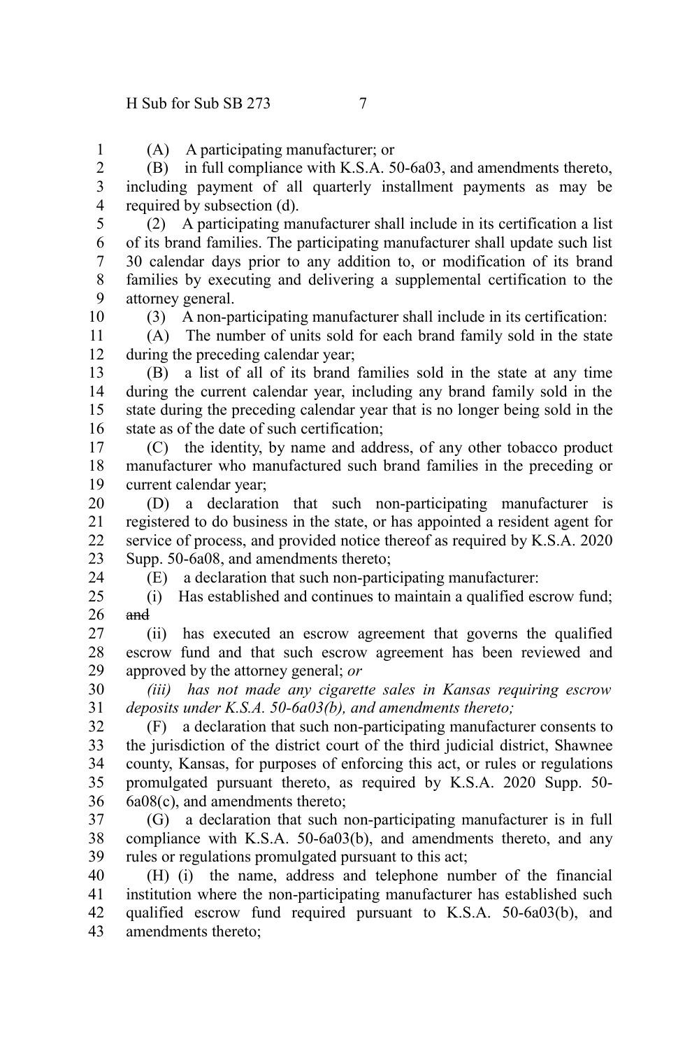(A) A participating manufacturer; or

(B) in full compliance with K.S.A. 50-6a03, and amendments thereto, including payment of all quarterly installment payments as may be required by subsection (d).

(2) A participating manufacturer shall include in its certification a list of its brand families. The participating manufacturer shall update such list 30 calendar days prior to any addition to, or modification of its brand families by executing and delivering a supplemental certification to the attorney general.

(3) A non-participating manufacturer shall include in its certification:

(A) The number of units sold for each brand family sold in the state during the preceding calendar year;

(B) a list of all of its brand families sold in the state at any time during the current calendar year, including any brand family sold in the state during the preceding calendar year that is no longer being sold in the state as of the date of such certification;

(C) the identity, by name and address, of any other tobacco product manufacturer who manufactured such brand families in the preceding or current calendar year;

(D) a declaration that such non-participating manufacturer is registered to do business in the state, or has appointed a resident agent for service of process, and provided notice thereof as required by K.S.A. 2020 Supp. 50-6a08, and amendments thereto;

(E) a declaration that such non-participating manufacturer:

(i) Has established and continues to maintain a qualified escrow fund; ~~and~~

(ii) has executed an escrow agreement that governs the qualified escrow fund and that such escrow agreement has been reviewed and approved by the attorney general; *or*

*(iii) has not made any cigarette sales in Kansas requiring escrow deposits under K.S.A. 50-6a03(b), and amendments thereto;*

(F) a declaration that such non-participating manufacturer consents to the jurisdiction of the district court of the third judicial district, Shawnee county, Kansas, for purposes of enforcing this act, or rules or regulations promulgated pursuant thereto, as required by K.S.A. 2020 Supp. 50-6a08(c), and amendments thereto;

(G) a declaration that such non-participating manufacturer is in full compliance with K.S.A. 50-6a03(b), and amendments thereto, and any rules or regulations promulgated pursuant to this act;

(H) (i) the name, address and telephone number of the financial institution where the non-participating manufacturer has established such qualified escrow fund required pursuant to K.S.A. 50-6a03(b), and amendments thereto;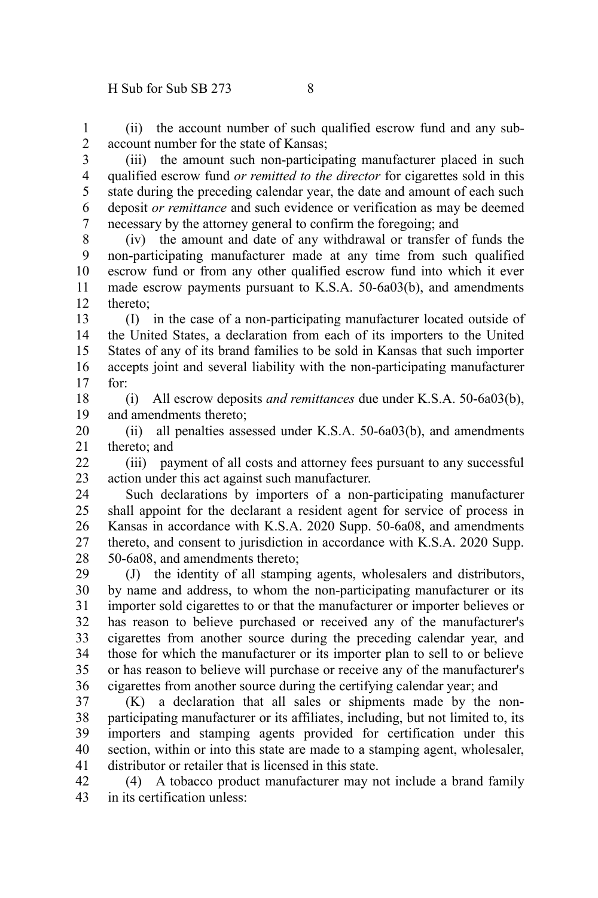(ii) the account number of such qualified escrow fund and any sub-account number for the state of Kansas;

(iii) the amount such non-participating manufacturer placed in such qualified escrow fund *or remitted to the director* for cigarettes sold in this state during the preceding calendar year, the date and amount of each such deposit *or remittance* and such evidence or verification as may be deemed necessary by the attorney general to confirm the foregoing; and

(iv) the amount and date of any withdrawal or transfer of funds the non-participating manufacturer made at any time from such qualified escrow fund or from any other qualified escrow fund into which it ever made escrow payments pursuant to K.S.A. 50-6a03(b), and amendments thereto;

(I) in the case of a non-participating manufacturer located outside of the United States, a declaration from each of its importers to the United States of any of its brand families to be sold in Kansas that such importer accepts joint and several liability with the non-participating manufacturer for:

(i) All escrow deposits *and remittances* due under K.S.A. 50-6a03(b), and amendments thereto;

(ii) all penalties assessed under K.S.A. 50-6a03(b), and amendments thereto; and

(iii) payment of all costs and attorney fees pursuant to any successful action under this act against such manufacturer.

Such declarations by importers of a non-participating manufacturer shall appoint for the declarant a resident agent for service of process in Kansas in accordance with K.S.A. 2020 Supp. 50-6a08, and amendments thereto, and consent to jurisdiction in accordance with K.S.A. 2020 Supp. 50-6a08, and amendments thereto;

(J) the identity of all stamping agents, wholesalers and distributors, by name and address, to whom the non-participating manufacturer or its importer sold cigarettes to or that the manufacturer or importer believes or has reason to believe purchased or received any of the manufacturer's cigarettes from another source during the preceding calendar year, and those for which the manufacturer or its importer plan to sell to or believe or has reason to believe will purchase or receive any of the manufacturer's cigarettes from another source during the certifying calendar year; and

(K) a declaration that all sales or shipments made by the non-participating manufacturer or its affiliates, including, but not limited to, its importers and stamping agents provided for certification under this section, within or into this state are made to a stamping agent, wholesaler, distributor or retailer that is licensed in this state.

(4) A tobacco product manufacturer may not include a brand family in its certification unless: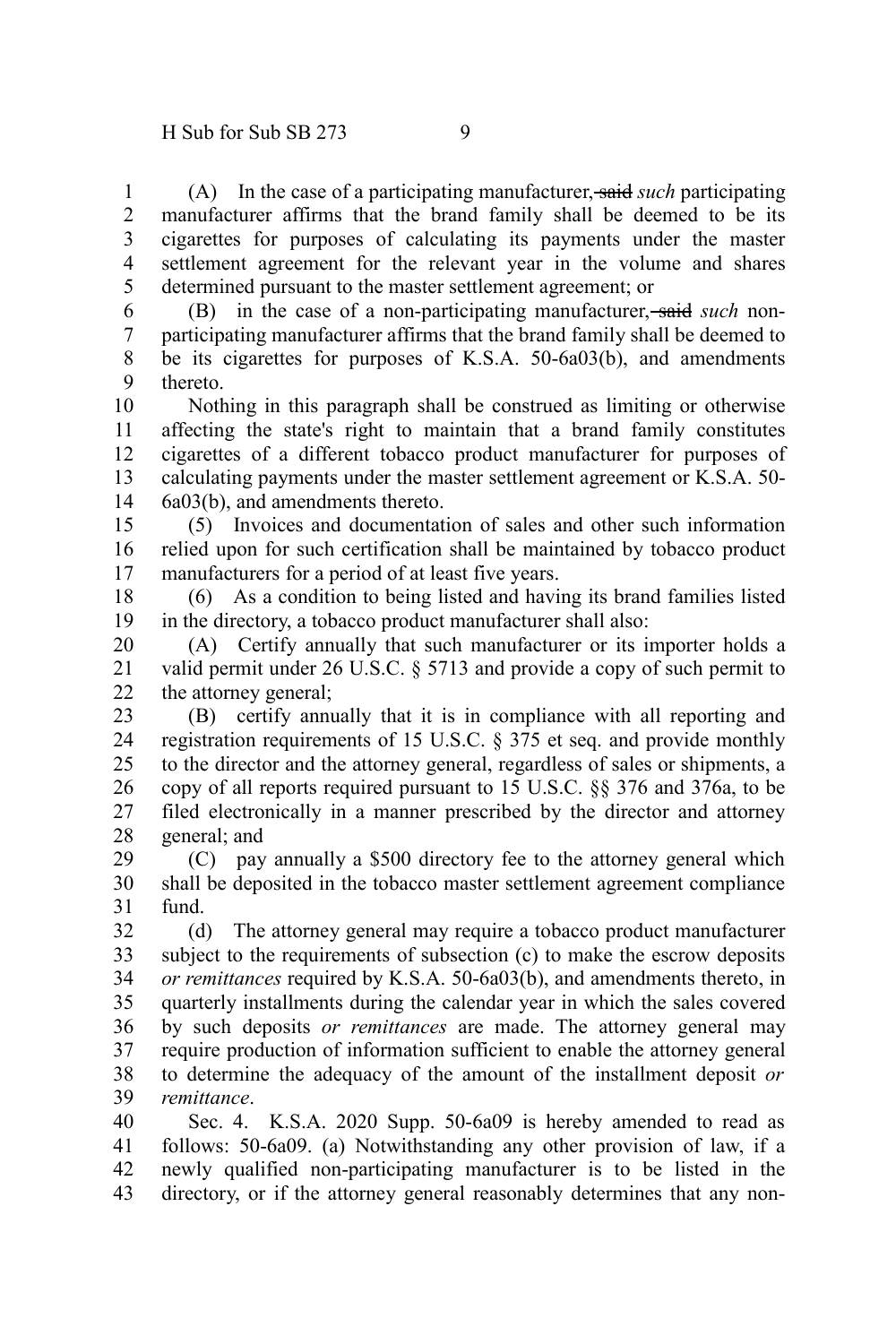(A) In the case of a participating manufacturer, ~~said~~ *such* participating manufacturer affirms that the brand family shall be deemed to be its cigarettes for purposes of calculating its payments under the master settlement agreement for the relevant year in the volume and shares determined pursuant to the master settlement agreement; or

(B) in the case of a non-participating manufacturer, ~~said~~ *such* non-participating manufacturer affirms that the brand family shall be deemed to be its cigarettes for purposes of K.S.A. 50-6a03(b), and amendments thereto.

Nothing in this paragraph shall be construed as limiting or otherwise affecting the state's right to maintain that a brand family constitutes cigarettes of a different tobacco product manufacturer for purposes of calculating payments under the master settlement agreement or K.S.A. 50-6a03(b), and amendments thereto.

(5) Invoices and documentation of sales and other such information relied upon for such certification shall be maintained by tobacco product manufacturers for a period of at least five years.

(6) As a condition to being listed and having its brand families listed in the directory, a tobacco product manufacturer shall also:

(A) Certify annually that such manufacturer or its importer holds a valid permit under 26 U.S.C. § 5713 and provide a copy of such permit to the attorney general;

(B) certify annually that it is in compliance with all reporting and registration requirements of 15 U.S.C. § 375 et seq. and provide monthly to the director and the attorney general, regardless of sales or shipments, a copy of all reports required pursuant to 15 U.S.C. §§ 376 and 376a, to be filed electronically in a manner prescribed by the director and attorney general; and

(C) pay annually a $500 directory fee to the attorney general which shall be deposited in the tobacco master settlement agreement compliance fund.

(d) The attorney general may require a tobacco product manufacturer subject to the requirements of subsection (c) to make the escrow deposits *or remittances* required by K.S.A. 50-6a03(b), and amendments thereto, in quarterly installments during the calendar year in which the sales covered by such deposits *or remittances* are made. The attorney general may require production of information sufficient to enable the attorney general to determine the adequacy of the amount of the installment deposit *or remittance*.

Sec. 4. K.S.A. 2020 Supp. 50-6a09 is hereby amended to read as follows: 50-6a09. (a) Notwithstanding any other provision of law, if a newly qualified non-participating manufacturer is to be listed in the directory, or if the attorney general reasonably determines that any non-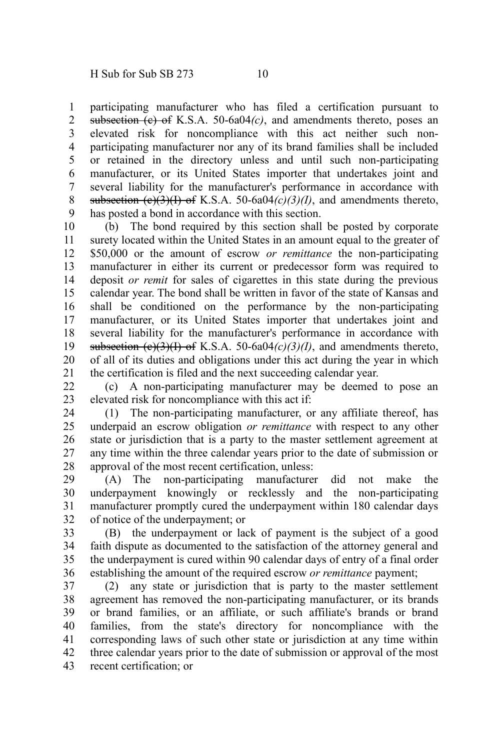participating manufacturer who has filed a certification pursuant to ~~subsection (c) of~~ K.S.A. 50-6a04*(c)*, and amendments thereto, poses an elevated risk for noncompliance with this act neither such non-participating manufacturer nor any of its brand families shall be included or retained in the directory unless and until such non-participating manufacturer, or its United States importer that undertakes joint and several liability for the manufacturer's performance in accordance with ~~subsection (c)(3)(I) of~~ K.S.A. 50-6a04*(c)(3)(I)*, and amendments thereto, has posted a bond in accordance with this section.

(b) The bond required by this section shall be posted by corporate surety located within the United States in an amount equal to the greater of $50,000 or the amount of escrow *or remittance* the non-participating manufacturer in either its current or predecessor form was required to deposit *or remit* for sales of cigarettes in this state during the previous calendar year. The bond shall be written in favor of the state of Kansas and shall be conditioned on the performance by the non-participating manufacturer, or its United States importer that undertakes joint and several liability for the manufacturer's performance in accordance with ~~subsection (c)(3)(I) of~~ K.S.A. 50-6a04*(c)(3)(I)*, and amendments thereto, of all of its duties and obligations under this act during the year in which the certification is filed and the next succeeding calendar year.

(c) A non-participating manufacturer may be deemed to pose an elevated risk for noncompliance with this act if:

(1) The non-participating manufacturer, or any affiliate thereof, has underpaid an escrow obligation *or remittance* with respect to any other state or jurisdiction that is a party to the master settlement agreement at any time within the three calendar years prior to the date of submission or approval of the most recent certification, unless:

(A) The non-participating manufacturer did not make the underpayment knowingly or recklessly and the non-participating manufacturer promptly cured the underpayment within 180 calendar days of notice of the underpayment; or

(B) the underpayment or lack of payment is the subject of a good faith dispute as documented to the satisfaction of the attorney general and the underpayment is cured within 90 calendar days of entry of a final order establishing the amount of the required escrow *or remittance* payment;

(2) any state or jurisdiction that is party to the master settlement agreement has removed the non-participating manufacturer, or its brands or brand families, or an affiliate, or such affiliate's brands or brand families, from the state's directory for noncompliance with the corresponding laws of such other state or jurisdiction at any time within three calendar years prior to the date of submission or approval of the most recent certification; or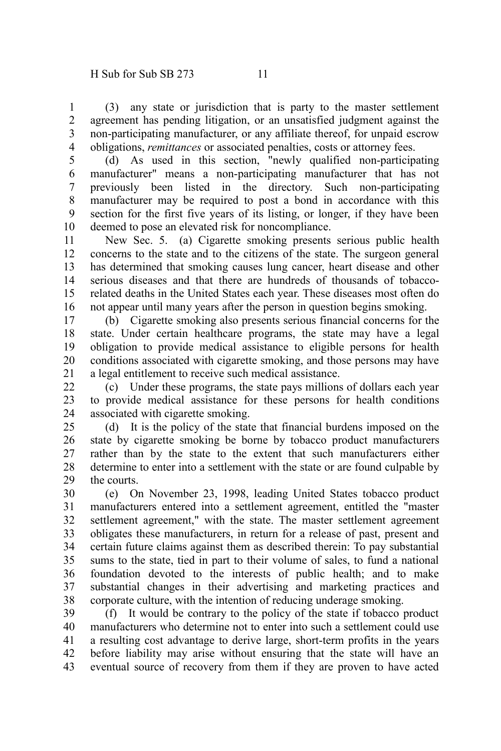(3) any state or jurisdiction that is party to the master settlement agreement has pending litigation, or an unsatisfied judgment against the non-participating manufacturer, or any affiliate thereof, for unpaid escrow obligations, *remittances* or associated penalties, costs or attorney fees.

(d) As used in this section, "newly qualified non-participating manufacturer" means a non-participating manufacturer that has not previously been listed in the directory. Such non-participating manufacturer may be required to post a bond in accordance with this section for the first five years of its listing, or longer, if they have been deemed to pose an elevated risk for noncompliance.

New Sec. 5. (a) Cigarette smoking presents serious public health concerns to the state and to the citizens of the state. The surgeon general has determined that smoking causes lung cancer, heart disease and other serious diseases and that there are hundreds of thousands of tobacco-related deaths in the United States each year. These diseases most often do not appear until many years after the person in question begins smoking.

(b) Cigarette smoking also presents serious financial concerns for the state. Under certain healthcare programs, the state may have a legal obligation to provide medical assistance to eligible persons for health conditions associated with cigarette smoking, and those persons may have a legal entitlement to receive such medical assistance.

(c) Under these programs, the state pays millions of dollars each year to provide medical assistance for these persons for health conditions associated with cigarette smoking.

(d) It is the policy of the state that financial burdens imposed on the state by cigarette smoking be borne by tobacco product manufacturers rather than by the state to the extent that such manufacturers either determine to enter into a settlement with the state or are found culpable by the courts.

(e) On November 23, 1998, leading United States tobacco product manufacturers entered into a settlement agreement, entitled the "master settlement agreement," with the state. The master settlement agreement obligates these manufacturers, in return for a release of past, present and certain future claims against them as described therein: To pay substantial sums to the state, tied in part to their volume of sales, to fund a national foundation devoted to the interests of public health; and to make substantial changes in their advertising and marketing practices and corporate culture, with the intention of reducing underage smoking.

(f) It would be contrary to the policy of the state if tobacco product manufacturers who determine not to enter into such a settlement could use a resulting cost advantage to derive large, short-term profits in the years before liability may arise without ensuring that the state will have an eventual source of recovery from them if they are proven to have acted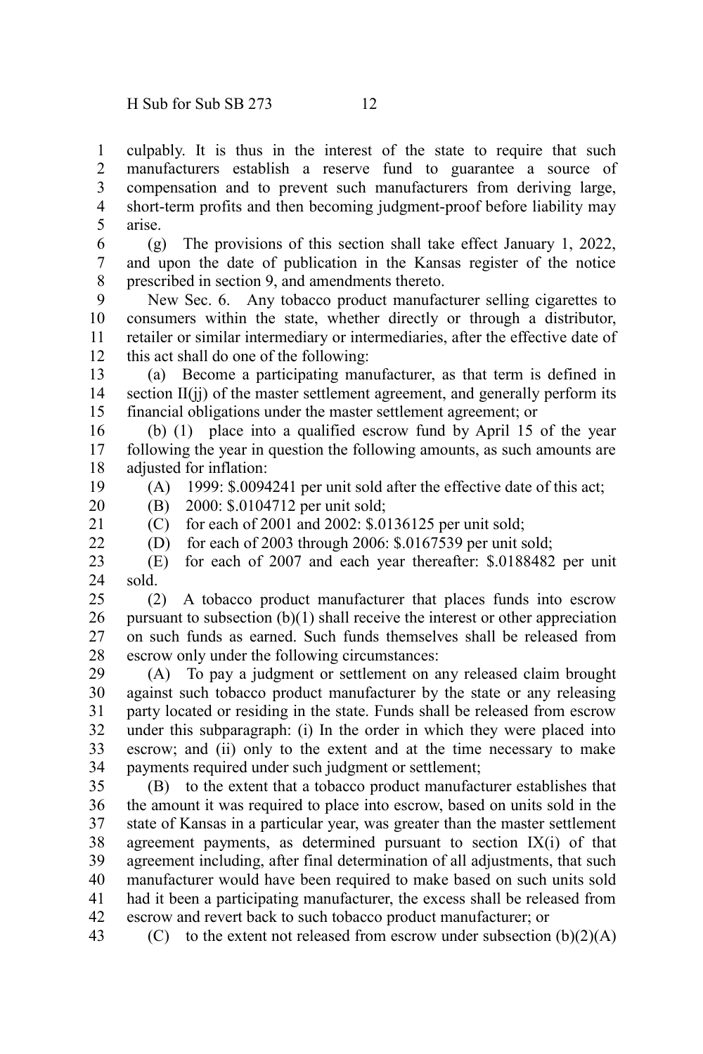culpably. It is thus in the interest of the state to require that such manufacturers establish a reserve fund to guarantee a source of compensation and to prevent such manufacturers from deriving large, short-term profits and then becoming judgment-proof before liability may arise.

(g) The provisions of this section shall take effect January 1, 2022, and upon the date of publication in the Kansas register of the notice prescribed in section 9, and amendments thereto.

New Sec. 6. Any tobacco product manufacturer selling cigarettes to consumers within the state, whether directly or through a distributor, retailer or similar intermediary or intermediaries, after the effective date of this act shall do one of the following:

(a) Become a participating manufacturer, as that term is defined in section II(jj) of the master settlement agreement, and generally perform its financial obligations under the master settlement agreement; or

(b) (1) place into a qualified escrow fund by April 15 of the year following the year in question the following amounts, as such amounts are adjusted for inflation:

(A) 1999: $.0094241 per unit sold after the effective date of this act;

(B) 2000: $.0104712 per unit sold;

(C) for each of 2001 and 2002: $.0136125 per unit sold;

(D) for each of 2003 through 2006: $.0167539 per unit sold;

(E) for each of 2007 and each year thereafter: $.0188482 per unit sold.

(2) A tobacco product manufacturer that places funds into escrow pursuant to subsection (b)(1) shall receive the interest or other appreciation on such funds as earned. Such funds themselves shall be released from escrow only under the following circumstances:

(A) To pay a judgment or settlement on any released claim brought against such tobacco product manufacturer by the state or any releasing party located or residing in the state. Funds shall be released from escrow under this subparagraph: (i) In the order in which they were placed into escrow; and (ii) only to the extent and at the time necessary to make payments required under such judgment or settlement;

(B) to the extent that a tobacco product manufacturer establishes that the amount it was required to place into escrow, based on units sold in the state of Kansas in a particular year, was greater than the master settlement agreement payments, as determined pursuant to section IX(i) of that agreement including, after final determination of all adjustments, that such manufacturer would have been required to make based on such units sold had it been a participating manufacturer, the excess shall be released from escrow and revert back to such tobacco product manufacturer; or

(C) to the extent not released from escrow under subsection (b)(2)(A)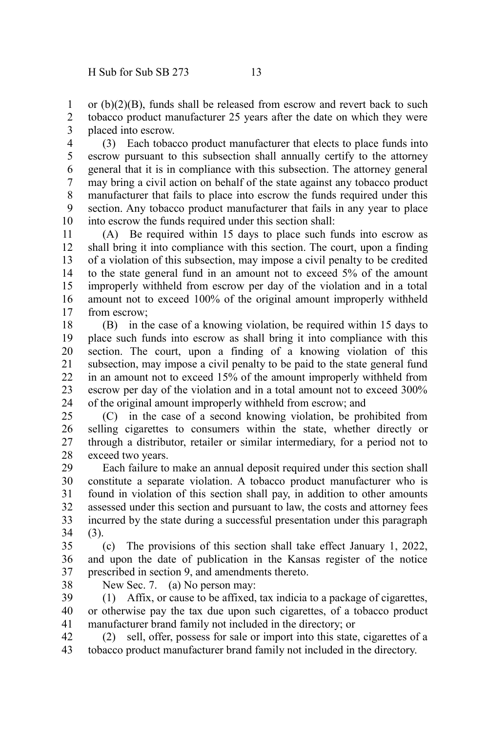or (b)(2)(B), funds shall be released from escrow and revert back to such tobacco product manufacturer 25 years after the date on which they were placed into escrow.

(3) Each tobacco product manufacturer that elects to place funds into escrow pursuant to this subsection shall annually certify to the attorney general that it is in compliance with this subsection. The attorney general may bring a civil action on behalf of the state against any tobacco product manufacturer that fails to place into escrow the funds required under this section. Any tobacco product manufacturer that fails in any year to place into escrow the funds required under this section shall:

(A) Be required within 15 days to place such funds into escrow as shall bring it into compliance with this section. The court, upon a finding of a violation of this subsection, may impose a civil penalty to be credited to the state general fund in an amount not to exceed 5% of the amount improperly withheld from escrow per day of the violation and in a total amount not to exceed 100% of the original amount improperly withheld from escrow;

(B) in the case of a knowing violation, be required within 15 days to place such funds into escrow as shall bring it into compliance with this section. The court, upon a finding of a knowing violation of this subsection, may impose a civil penalty to be paid to the state general fund in an amount not to exceed 15% of the amount improperly withheld from escrow per day of the violation and in a total amount not to exceed 300% of the original amount improperly withheld from escrow; and

(C) in the case of a second knowing violation, be prohibited from selling cigarettes to consumers within the state, whether directly or through a distributor, retailer or similar intermediary, for a period not to exceed two years.

Each failure to make an annual deposit required under this section shall constitute a separate violation. A tobacco product manufacturer who is found in violation of this section shall pay, in addition to other amounts assessed under this section and pursuant to law, the costs and attorney fees incurred by the state during a successful presentation under this paragraph (3).

(c) The provisions of this section shall take effect January 1, 2022, and upon the date of publication in the Kansas register of the notice prescribed in section 9, and amendments thereto.

New Sec. 7. (a) No person may:

(1) Affix, or cause to be affixed, tax indicia to a package of cigarettes, or otherwise pay the tax due upon such cigarettes, of a tobacco product manufacturer brand family not included in the directory; or

(2) sell, offer, possess for sale or import into this state, cigarettes of a tobacco product manufacturer brand family not included in the directory.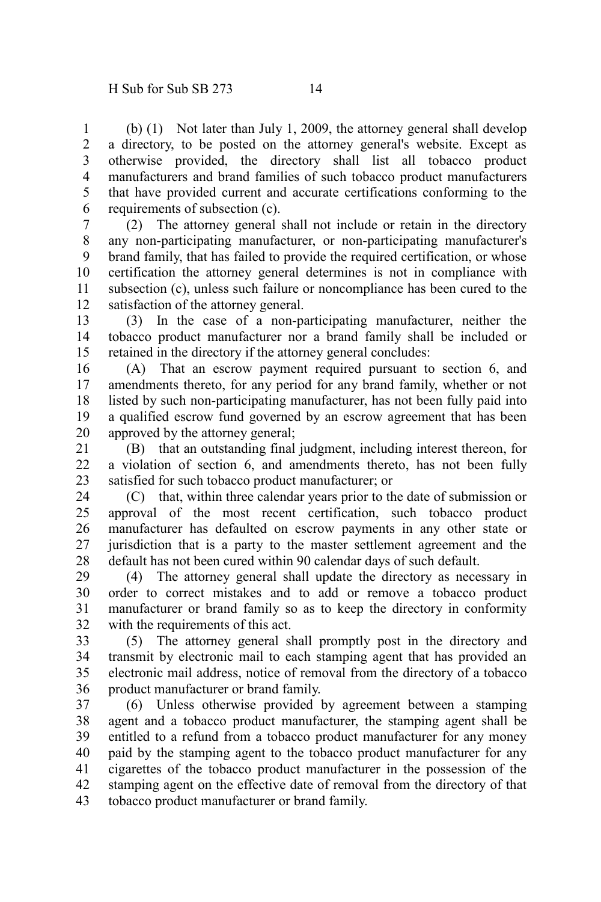(b) (1) Not later than July 1, 2009, the attorney general shall develop a directory, to be posted on the attorney general's website. Except as otherwise provided, the directory shall list all tobacco product manufacturers and brand families of such tobacco product manufacturers that have provided current and accurate certifications conforming to the requirements of subsection (c).

(2) The attorney general shall not include or retain in the directory any non-participating manufacturer, or non-participating manufacturer's brand family, that has failed to provide the required certification, or whose certification the attorney general determines is not in compliance with subsection (c), unless such failure or noncompliance has been cured to the satisfaction of the attorney general.

(3) In the case of a non-participating manufacturer, neither the tobacco product manufacturer nor a brand family shall be included or retained in the directory if the attorney general concludes:

(A) That an escrow payment required pursuant to section 6, and amendments thereto, for any period for any brand family, whether or not listed by such non-participating manufacturer, has not been fully paid into a qualified escrow fund governed by an escrow agreement that has been approved by the attorney general;

(B) that an outstanding final judgment, including interest thereon, for a violation of section 6, and amendments thereto, has not been fully satisfied for such tobacco product manufacturer; or

(C) that, within three calendar years prior to the date of submission or approval of the most recent certification, such tobacco product manufacturer has defaulted on escrow payments in any other state or jurisdiction that is a party to the master settlement agreement and the default has not been cured within 90 calendar days of such default.

(4) The attorney general shall update the directory as necessary in order to correct mistakes and to add or remove a tobacco product manufacturer or brand family so as to keep the directory in conformity with the requirements of this act.

(5) The attorney general shall promptly post in the directory and transmit by electronic mail to each stamping agent that has provided an electronic mail address, notice of removal from the directory of a tobacco product manufacturer or brand family.

(6) Unless otherwise provided by agreement between a stamping agent and a tobacco product manufacturer, the stamping agent shall be entitled to a refund from a tobacco product manufacturer for any money paid by the stamping agent to the tobacco product manufacturer for any cigarettes of the tobacco product manufacturer in the possession of the stamping agent on the effective date of removal from the directory of that tobacco product manufacturer or brand family.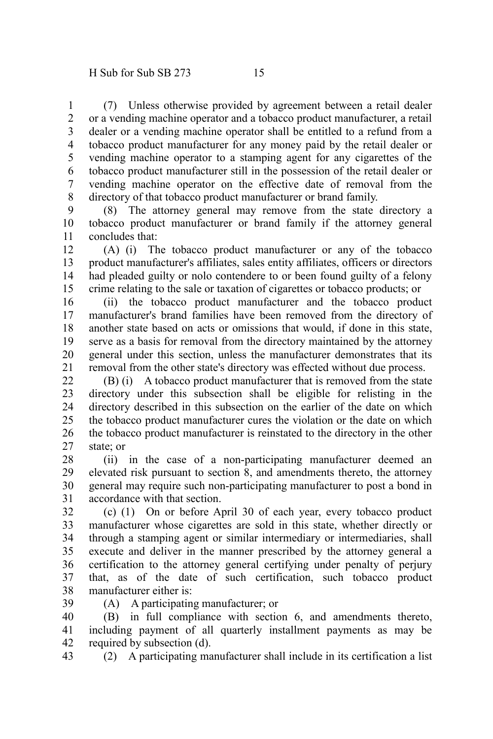(7) Unless otherwise provided by agreement between a retail dealer or a vending machine operator and a tobacco product manufacturer, a retail dealer or a vending machine operator shall be entitled to a refund from a tobacco product manufacturer for any money paid by the retail dealer or vending machine operator to a stamping agent for any cigarettes of the tobacco product manufacturer still in the possession of the retail dealer or vending machine operator on the effective date of removal from the directory of that tobacco product manufacturer or brand family.

(8) The attorney general may remove from the state directory a tobacco product manufacturer or brand family if the attorney general concludes that:

(A) (i) The tobacco product manufacturer or any of the tobacco product manufacturer's affiliates, sales entity affiliates, officers or directors had pleaded guilty or nolo contendere to or been found guilty of a felony crime relating to the sale or taxation of cigarettes or tobacco products; or

(ii) the tobacco product manufacturer and the tobacco product manufacturer's brand families have been removed from the directory of another state based on acts or omissions that would, if done in this state, serve as a basis for removal from the directory maintained by the attorney general under this section, unless the manufacturer demonstrates that its removal from the other state's directory was effected without due process.

(B) (i) A tobacco product manufacturer that is removed from the state directory under this subsection shall be eligible for relisting in the directory described in this subsection on the earlier of the date on which the tobacco product manufacturer cures the violation or the date on which the tobacco product manufacturer is reinstated to the directory in the other state; or

(ii) in the case of a non-participating manufacturer deemed an elevated risk pursuant to section 8, and amendments thereto, the attorney general may require such non-participating manufacturer to post a bond in accordance with that section.

(c) (1) On or before April 30 of each year, every tobacco product manufacturer whose cigarettes are sold in this state, whether directly or through a stamping agent or similar intermediary or intermediaries, shall execute and deliver in the manner prescribed by the attorney general a certification to the attorney general certifying under penalty of perjury that, as of the date of such certification, such tobacco product manufacturer either is:

(A) A participating manufacturer; or

(B) in full compliance with section 6, and amendments thereto, including payment of all quarterly installment payments as may be required by subsection (d).

(2) A participating manufacturer shall include in its certification a list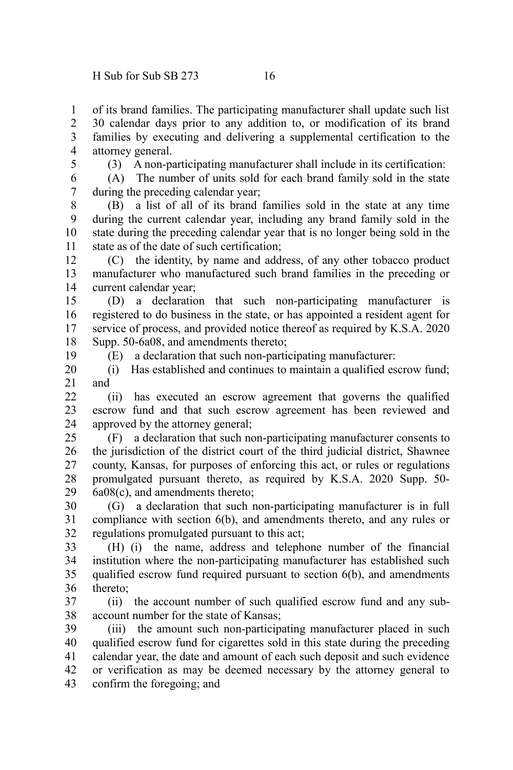of its brand families. The participating manufacturer shall update such list 30 calendar days prior to any addition to, or modification of its brand families by executing and delivering a supplemental certification to the attorney general.

(3) A non-participating manufacturer shall include in its certification:

(A) The number of units sold for each brand family sold in the state during the preceding calendar year;

(B) a list of all of its brand families sold in the state at any time during the current calendar year, including any brand family sold in the state during the preceding calendar year that is no longer being sold in the state as of the date of such certification;

(C) the identity, by name and address, of any other tobacco product manufacturer who manufactured such brand families in the preceding or current calendar year;

(D) a declaration that such non-participating manufacturer is registered to do business in the state, or has appointed a resident agent for service of process, and provided notice thereof as required by K.S.A. 2020 Supp. 50-6a08, and amendments thereto;

(E) a declaration that such non-participating manufacturer:

(i) Has established and continues to maintain a qualified escrow fund; and

(ii) has executed an escrow agreement that governs the qualified escrow fund and that such escrow agreement has been reviewed and approved by the attorney general;

(F) a declaration that such non-participating manufacturer consents to the jurisdiction of the district court of the third judicial district, Shawnee county, Kansas, for purposes of enforcing this act, or rules or regulations promulgated pursuant thereto, as required by K.S.A. 2020 Supp. 50-6a08(c), and amendments thereto;

(G) a declaration that such non-participating manufacturer is in full compliance with section 6(b), and amendments thereto, and any rules or regulations promulgated pursuant to this act;

(H) (i) the name, address and telephone number of the financial institution where the non-participating manufacturer has established such qualified escrow fund required pursuant to section 6(b), and amendments thereto;

(ii) the account number of such qualified escrow fund and any sub-account number for the state of Kansas;

(iii) the amount such non-participating manufacturer placed in such qualified escrow fund for cigarettes sold in this state during the preceding calendar year, the date and amount of each such deposit and such evidence or verification as may be deemed necessary by the attorney general to confirm the foregoing; and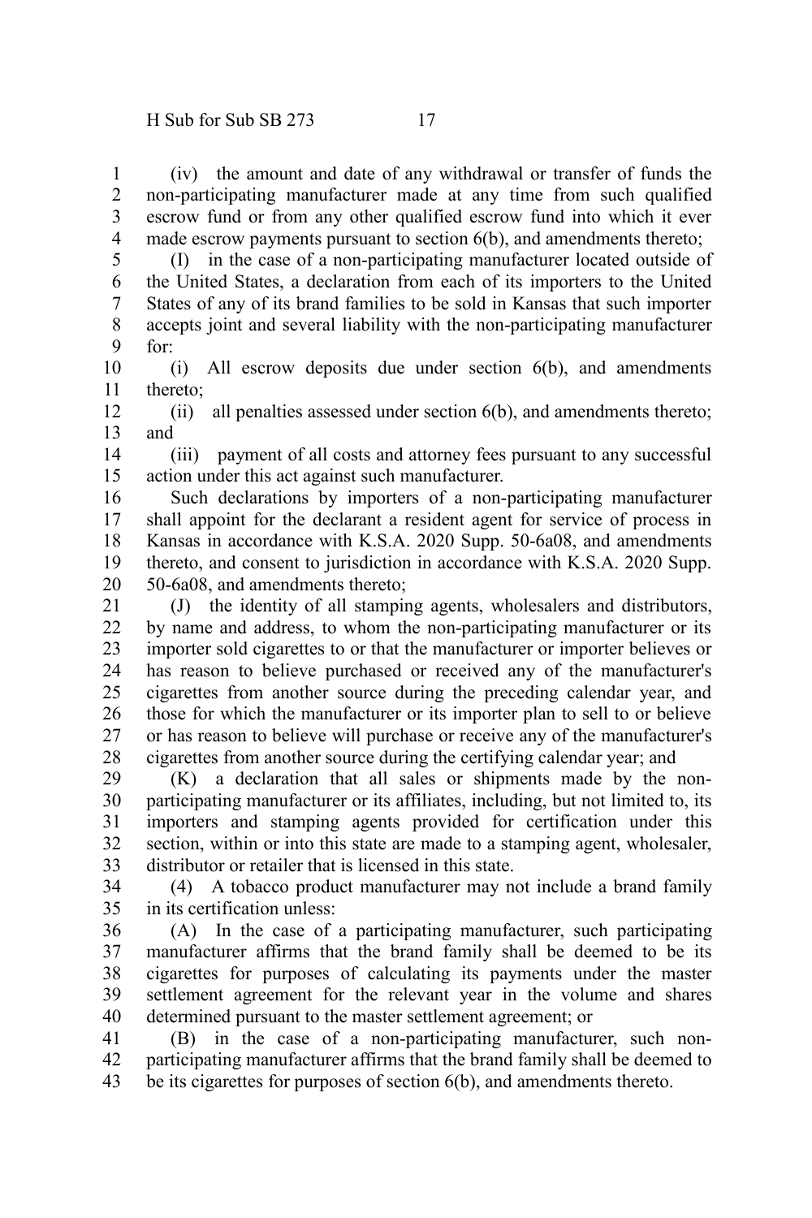(iv) the amount and date of any withdrawal or transfer of funds the non-participating manufacturer made at any time from such qualified escrow fund or from any other qualified escrow fund into which it ever made escrow payments pursuant to section 6(b), and amendments thereto;

(I) in the case of a non-participating manufacturer located outside of the United States, a declaration from each of its importers to the United States of any of its brand families to be sold in Kansas that such importer accepts joint and several liability with the non-participating manufacturer for:

(i) All escrow deposits due under section 6(b), and amendments thereto;

(ii) all penalties assessed under section 6(b), and amendments thereto; and

(iii) payment of all costs and attorney fees pursuant to any successful action under this act against such manufacturer.

Such declarations by importers of a non-participating manufacturer shall appoint for the declarant a resident agent for service of process in Kansas in accordance with K.S.A. 2020 Supp. 50-6a08, and amendments thereto, and consent to jurisdiction in accordance with K.S.A. 2020 Supp. 50-6a08, and amendments thereto;

(J) the identity of all stamping agents, wholesalers and distributors, by name and address, to whom the non-participating manufacturer or its importer sold cigarettes to or that the manufacturer or importer believes or has reason to believe purchased or received any of the manufacturer's cigarettes from another source during the preceding calendar year, and those for which the manufacturer or its importer plan to sell to or believe or has reason to believe will purchase or receive any of the manufacturer's cigarettes from another source during the certifying calendar year; and

(K) a declaration that all sales or shipments made by the non-participating manufacturer or its affiliates, including, but not limited to, its importers and stamping agents provided for certification under this section, within or into this state are made to a stamping agent, wholesaler, distributor or retailer that is licensed in this state.

(4) A tobacco product manufacturer may not include a brand family in its certification unless:

(A) In the case of a participating manufacturer, such participating manufacturer affirms that the brand family shall be deemed to be its cigarettes for purposes of calculating its payments under the master settlement agreement for the relevant year in the volume and shares determined pursuant to the master settlement agreement; or

(B) in the case of a non-participating manufacturer, such non-participating manufacturer affirms that the brand family shall be deemed to be its cigarettes for purposes of section 6(b), and amendments thereto.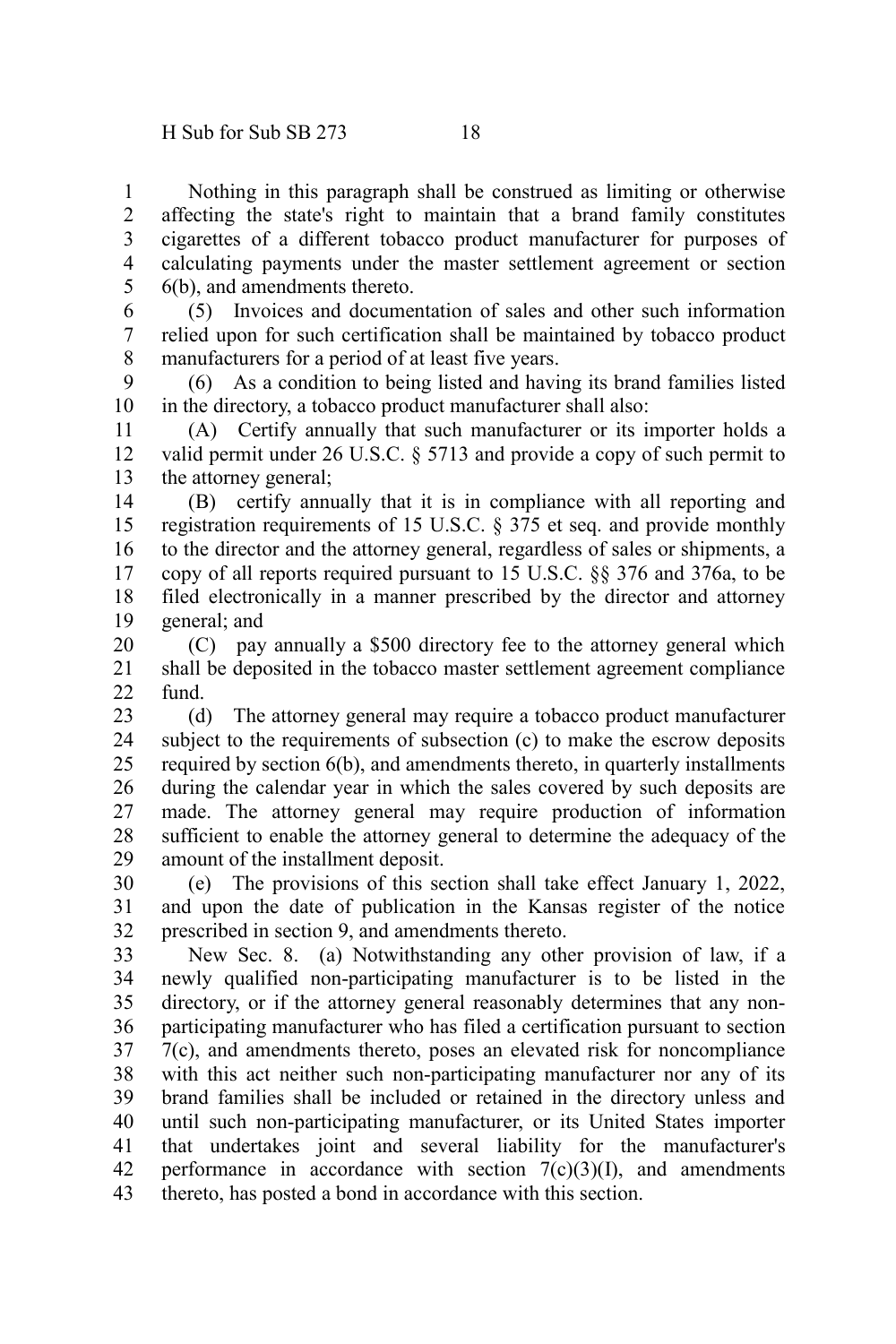Nothing in this paragraph shall be construed as limiting or otherwise affecting the state's right to maintain that a brand family constitutes cigarettes of a different tobacco product manufacturer for purposes of calculating payments under the master settlement agreement or section 6(b), and amendments thereto.

(5) Invoices and documentation of sales and other such information relied upon for such certification shall be maintained by tobacco product manufacturers for a period of at least five years.

(6) As a condition to being listed and having its brand families listed in the directory, a tobacco product manufacturer shall also:

(A) Certify annually that such manufacturer or its importer holds a valid permit under 26 U.S.C. § 5713 and provide a copy of such permit to the attorney general;

(B) certify annually that it is in compliance with all reporting and registration requirements of 15 U.S.C. § 375 et seq. and provide monthly to the director and the attorney general, regardless of sales or shipments, a copy of all reports required pursuant to 15 U.S.C. §§ 376 and 376a, to be filed electronically in a manner prescribed by the director and attorney general; and

(C) pay annually a $500 directory fee to the attorney general which shall be deposited in the tobacco master settlement agreement compliance fund.

(d) The attorney general may require a tobacco product manufacturer subject to the requirements of subsection (c) to make the escrow deposits required by section 6(b), and amendments thereto, in quarterly installments during the calendar year in which the sales covered by such deposits are made. The attorney general may require production of information sufficient to enable the attorney general to determine the adequacy of the amount of the installment deposit.

(e) The provisions of this section shall take effect January 1, 2022, and upon the date of publication in the Kansas register of the notice prescribed in section 9, and amendments thereto.

New Sec. 8. (a) Notwithstanding any other provision of law, if a newly qualified non-participating manufacturer is to be listed in the directory, or if the attorney general reasonably determines that any non-participating manufacturer who has filed a certification pursuant to section 7(c), and amendments thereto, poses an elevated risk for noncompliance with this act neither such non-participating manufacturer nor any of its brand families shall be included or retained in the directory unless and until such non-participating manufacturer, or its United States importer that undertakes joint and several liability for the manufacturer's performance in accordance with section 7(c)(3)(I), and amendments thereto, has posted a bond in accordance with this section.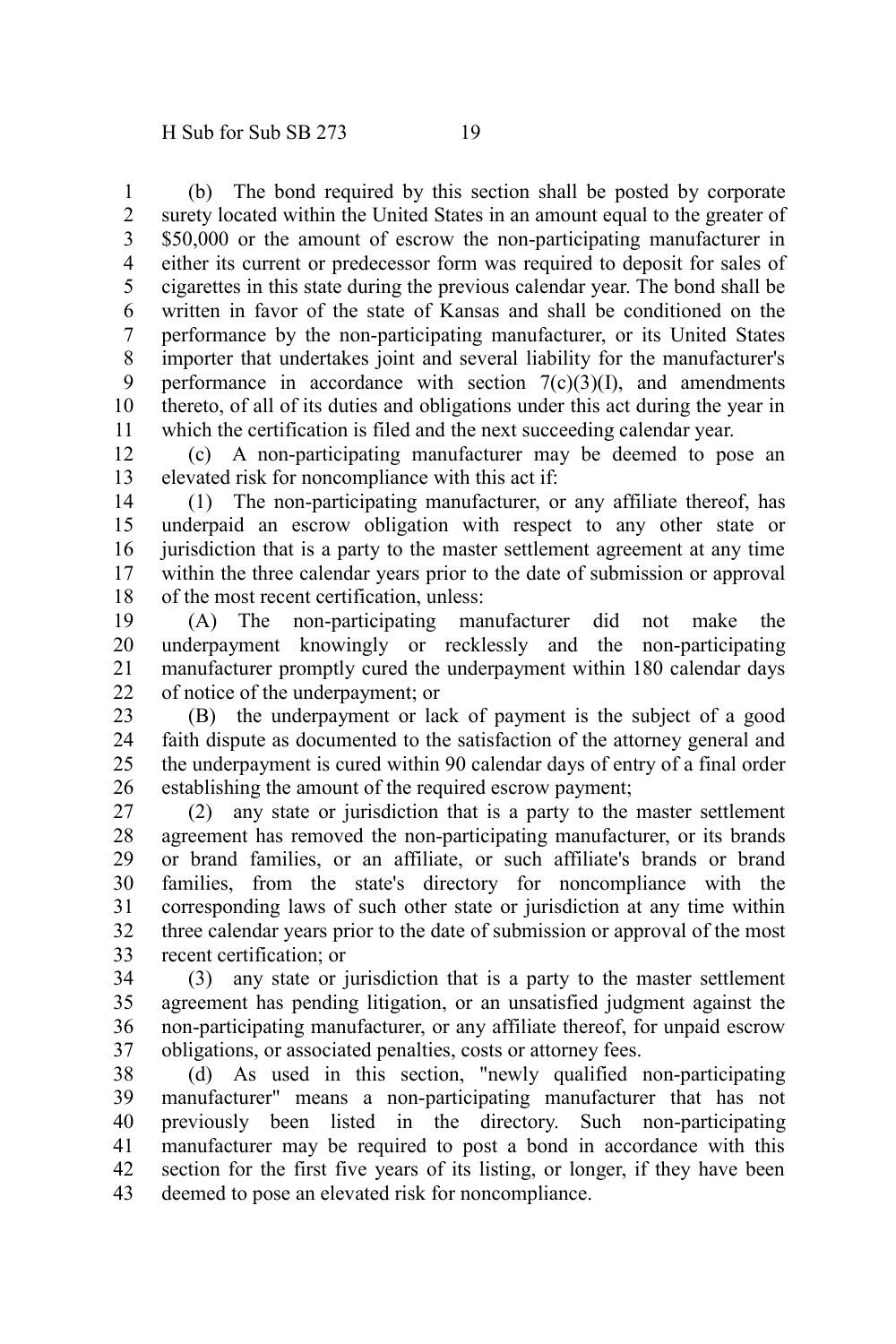(b) The bond required by this section shall be posted by corporate surety located within the United States in an amount equal to the greater of $50,000 or the amount of escrow the non-participating manufacturer in either its current or predecessor form was required to deposit for sales of cigarettes in this state during the previous calendar year. The bond shall be written in favor of the state of Kansas and shall be conditioned on the performance by the non-participating manufacturer, or its United States importer that undertakes joint and several liability for the manufacturer's performance in accordance with section 7(c)(3)(I), and amendments thereto, of all of its duties and obligations under this act during the year in which the certification is filed and the next succeeding calendar year.

(c) A non-participating manufacturer may be deemed to pose an elevated risk for noncompliance with this act if:

(1) The non-participating manufacturer, or any affiliate thereof, has underpaid an escrow obligation with respect to any other state or jurisdiction that is a party to the master settlement agreement at any time within the three calendar years prior to the date of submission or approval of the most recent certification, unless:

(A) The non-participating manufacturer did not make the underpayment knowingly or recklessly and the non-participating manufacturer promptly cured the underpayment within 180 calendar days of notice of the underpayment; or

(B) the underpayment or lack of payment is the subject of a good faith dispute as documented to the satisfaction of the attorney general and the underpayment is cured within 90 calendar days of entry of a final order establishing the amount of the required escrow payment;

(2) any state or jurisdiction that is a party to the master settlement agreement has removed the non-participating manufacturer, or its brands or brand families, or an affiliate, or such affiliate's brands or brand families, from the state's directory for noncompliance with the corresponding laws of such other state or jurisdiction at any time within three calendar years prior to the date of submission or approval of the most recent certification; or

(3) any state or jurisdiction that is a party to the master settlement agreement has pending litigation, or an unsatisfied judgment against the non-participating manufacturer, or any affiliate thereof, for unpaid escrow obligations, or associated penalties, costs or attorney fees.

(d) As used in this section, "newly qualified non-participating manufacturer" means a non-participating manufacturer that has not previously been listed in the directory. Such non-participating manufacturer may be required to post a bond in accordance with this section for the first five years of its listing, or longer, if they have been deemed to pose an elevated risk for noncompliance.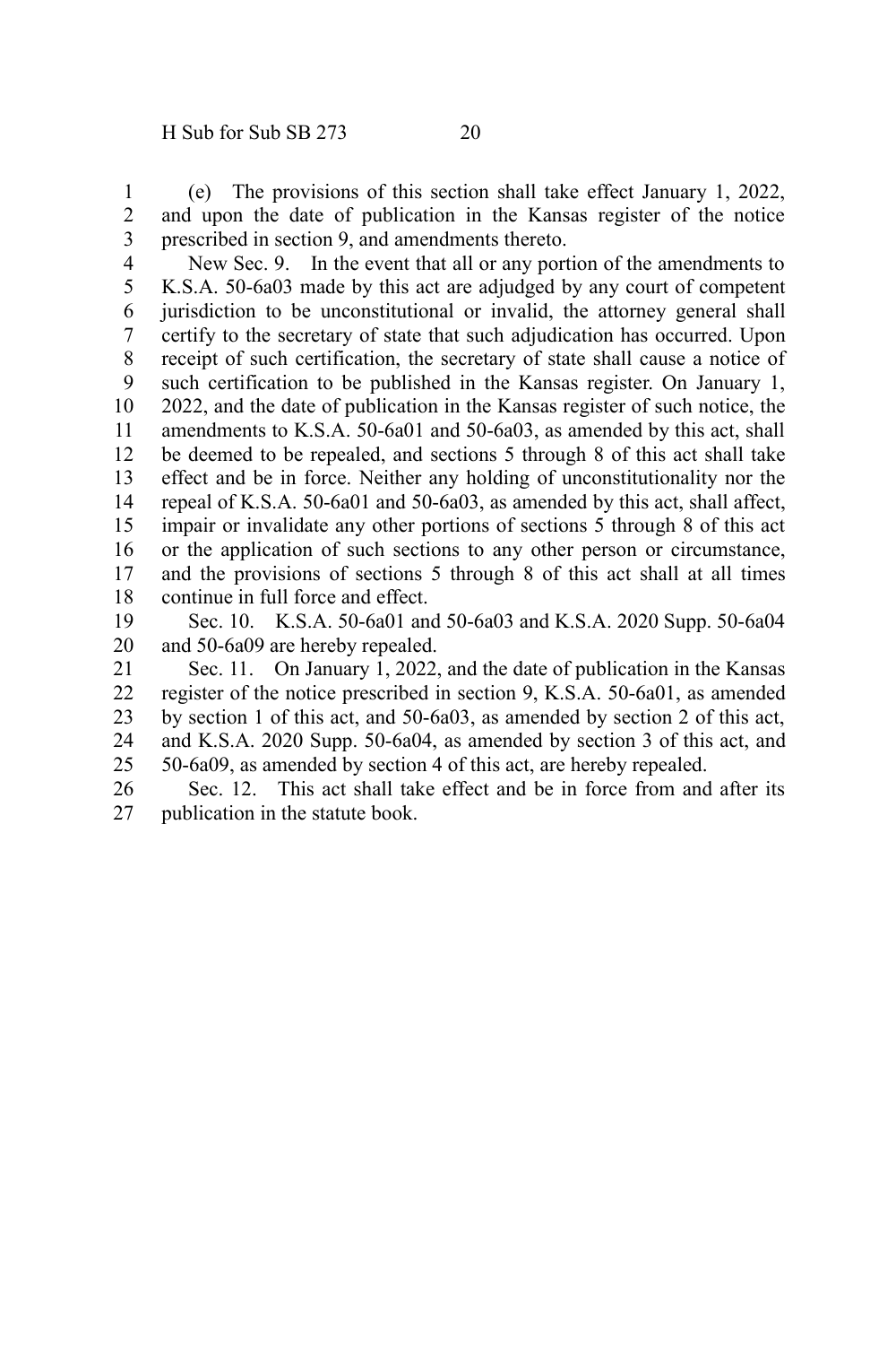(e) The provisions of this section shall take effect January 1, 2022, and upon the date of publication in the Kansas register of the notice prescribed in section 9, and amendments thereto.

New Sec. 9. In the event that all or any portion of the amendments to K.S.A. 50-6a03 made by this act are adjudged by any court of competent jurisdiction to be unconstitutional or invalid, the attorney general shall certify to the secretary of state that such adjudication has occurred. Upon receipt of such certification, the secretary of state shall cause a notice of such certification to be published in the Kansas register. On January 1, 2022, and the date of publication in the Kansas register of such notice, the amendments to K.S.A. 50-6a01 and 50-6a03, as amended by this act, shall be deemed to be repealed, and sections 5 through 8 of this act shall take effect and be in force. Neither any holding of unconstitutionality nor the repeal of K.S.A. 50-6a01 and 50-6a03, as amended by this act, shall affect, impair or invalidate any other portions of sections 5 through 8 of this act or the application of such sections to any other person or circumstance, and the provisions of sections 5 through 8 of this act shall at all times continue in full force and effect.

Sec. 10. K.S.A. 50-6a01 and 50-6a03 and K.S.A. 2020 Supp. 50-6a04 and 50-6a09 are hereby repealed.

Sec. 11. On January 1, 2022, and the date of publication in the Kansas register of the notice prescribed in section 9, K.S.A. 50-6a01, as amended by section 1 of this act, and 50-6a03, as amended by section 2 of this act, and K.S.A. 2020 Supp. 50-6a04, as amended by section 3 of this act, and 50-6a09, as amended by section 4 of this act, are hereby repealed.

Sec. 12. This act shall take effect and be in force from and after its publication in the statute book.